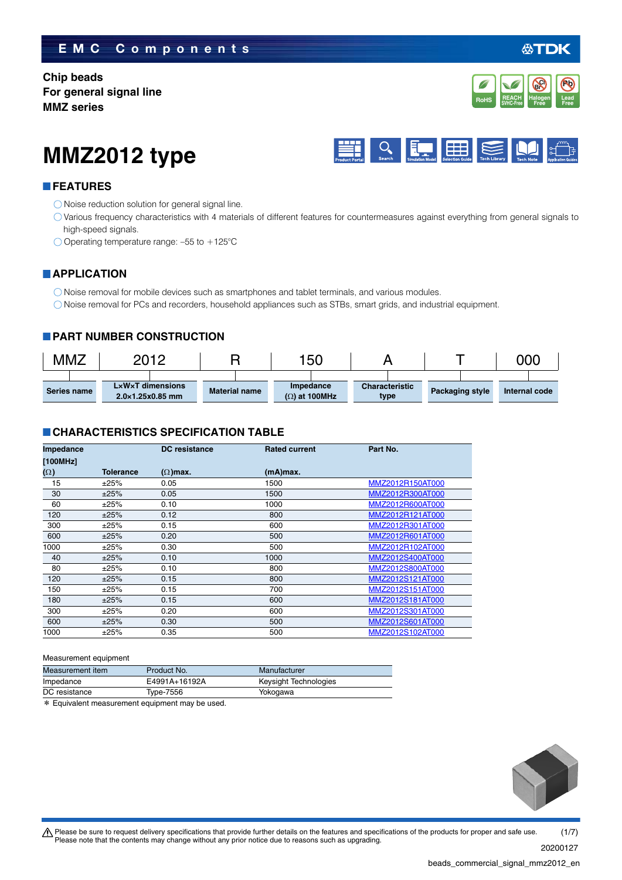EMC Components

Chip beads
For general signal line
MMZ series

# MMZ2012 type

## FEATURES

- Noise reduction solution for general signal line.
- Various frequency characteristics with 4 materials of different features for countermeasures against everything from general signals to high-speed signals.
- Operating temperature range: –55 to +125°C

## APPLICATION

- Noise removal for mobile devices such as smartphones and tablet terminals, and various modules.
- Noise removal for PCs and recorders, household appliances such as STBs, smart grids, and industrial equipment.

## PART NUMBER CONSTRUCTION

| MMZ | 2012 | R | 150 | A | T | 000 |
|---|---|---|---|---|---|---|
| Series name | L×W×T dimensions 2.0×1.25x0.85 mm | Material name | Impedance (Ω) at 100MHz | Characteristic type | Packaging style | Internal code |

## CHARACTERISTICS SPECIFICATION TABLE

| Impedance [100MHz] (Ω) | Tolerance | DC resistance (Ω)max. | Rated current (mA)max. | Part No. |
|---|---|---|---|---|
| 15 | ±25% | 0.05 | 1500 | MMZ2012R150AT000 |
| 30 | ±25% | 0.05 | 1500 | MMZ2012R300AT000 |
| 60 | ±25% | 0.10 | 1000 | MMZ2012R600AT000 |
| 120 | ±25% | 0.12 | 800 | MMZ2012R121AT000 |
| 300 | ±25% | 0.15 | 600 | MMZ2012R301AT000 |
| 600 | ±25% | 0.20 | 500 | MMZ2012R601AT000 |
| 1000 | ±25% | 0.30 | 500 | MMZ2012R102AT000 |
| 40 | ±25% | 0.10 | 1000 | MMZ2012S400AT000 |
| 80 | ±25% | 0.10 | 800 | MMZ2012S800AT000 |
| 120 | ±25% | 0.15 | 800 | MMZ2012S121AT000 |
| 150 | ±25% | 0.15 | 700 | MMZ2012S151AT000 |
| 180 | ±25% | 0.15 | 600 | MMZ2012S181AT000 |
| 300 | ±25% | 0.20 | 600 | MMZ2012S301AT000 |
| 600 | ±25% | 0.30 | 500 | MMZ2012S601AT000 |
| 1000 | ±25% | 0.35 | 500 | MMZ2012S102AT000 |

Measurement equipment

| Measurement item | Product No. | Manufacturer |
|---|---|---|
| Impedance | E4991A+16192A | Keysight Technologies |
| DC resistance | Type-7556 | Yokogawa |

* Equivalent measurement equipment may be used.

⚠ Please be sure to request delivery specifications that provide further details on the features and specifications of the products for proper and safe use.
Please note that the contents may change without any prior notice due to reasons such as upgrading.

20200127

beads_commercial_signal_mmz2012_en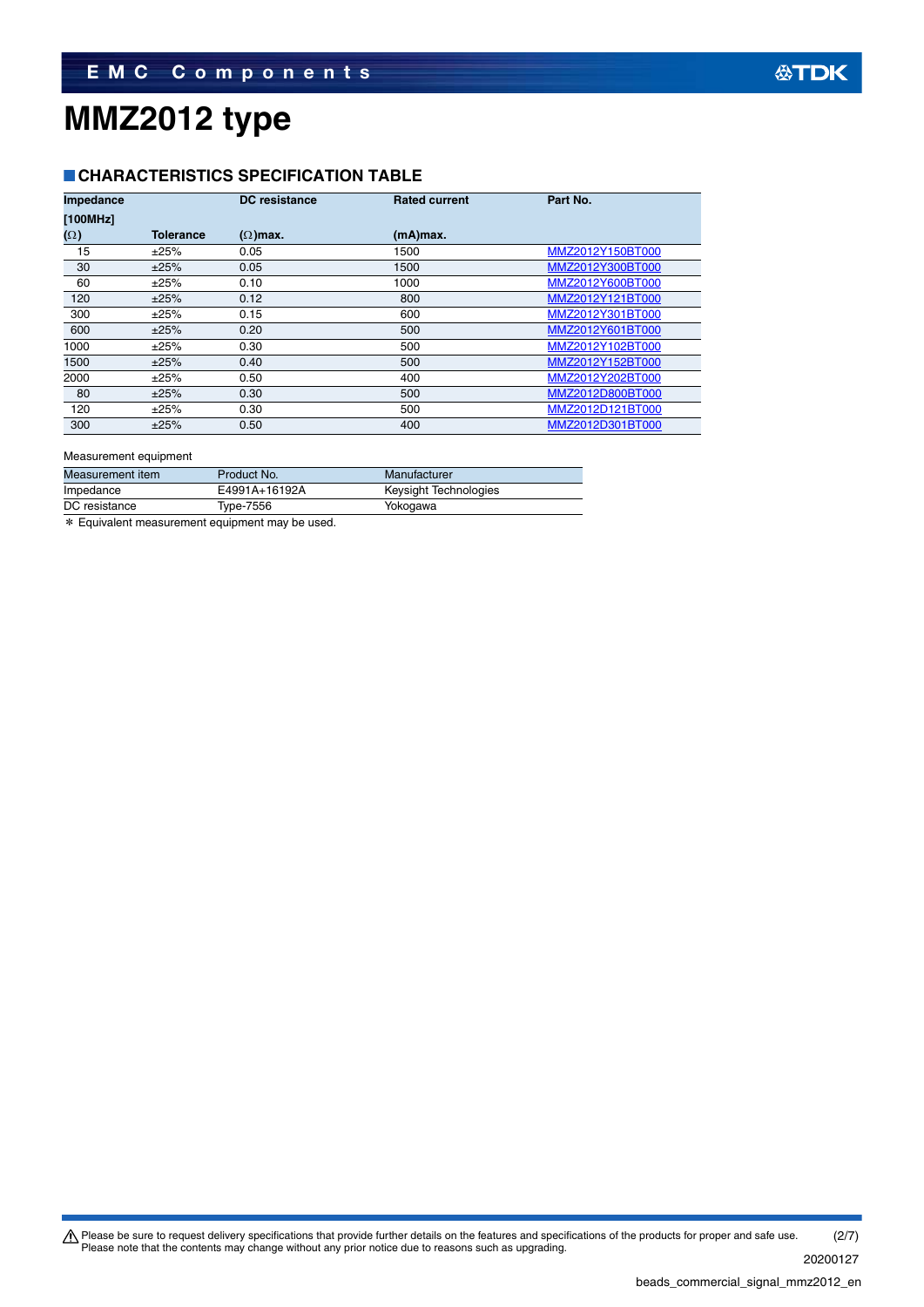# MMZ2012 type

## CHARACTERISTICS SPECIFICATION TABLE

| Impedance [100MHz] (Ω) | Tolerance | DC resistance (Ω)max. | Rated current (mA)max. | Part No. |
|---|---|---|---|---|
| 15 | ±25% | 0.05 | 1500 | MMZ2012Y150BT000 |
| 30 | ±25% | 0.05 | 1500 | MMZ2012Y300BT000 |
| 60 | ±25% | 0.10 | 1000 | MMZ2012Y600BT000 |
| 120 | ±25% | 0.12 | 800 | MMZ2012Y121BT000 |
| 300 | ±25% | 0.15 | 600 | MMZ2012Y301BT000 |
| 600 | ±25% | 0.20 | 500 | MMZ2012Y601BT000 |
| 1000 | ±25% | 0.30 | 500 | MMZ2012Y102BT000 |
| 1500 | ±25% | 0.40 | 500 | MMZ2012Y152BT000 |
| 2000 | ±25% | 0.50 | 400 | MMZ2012Y202BT000 |
| 80 | ±25% | 0.30 | 500 | MMZ2012D800BT000 |
| 120 | ±25% | 0.30 | 500 | MMZ2012D121BT000 |
| 300 | ±25% | 0.50 | 400 | MMZ2012D301BT000 |

Measurement equipment

| Measurement item | Product No. | Manufacturer |
|---|---|---|
| Impedance | E4991A+16192A | Keysight Technologies |
| DC resistance | Type-7556 | Yokogawa |

* Equivalent measurement equipment may be used.

⚠ Please be sure to request delivery specifications that provide further details on the features and specifications of the products for proper and safe use. Please note that the contents may change without any prior notice due to reasons such as upgrading.

20200127

beads_commercial_signal_mmz2012_en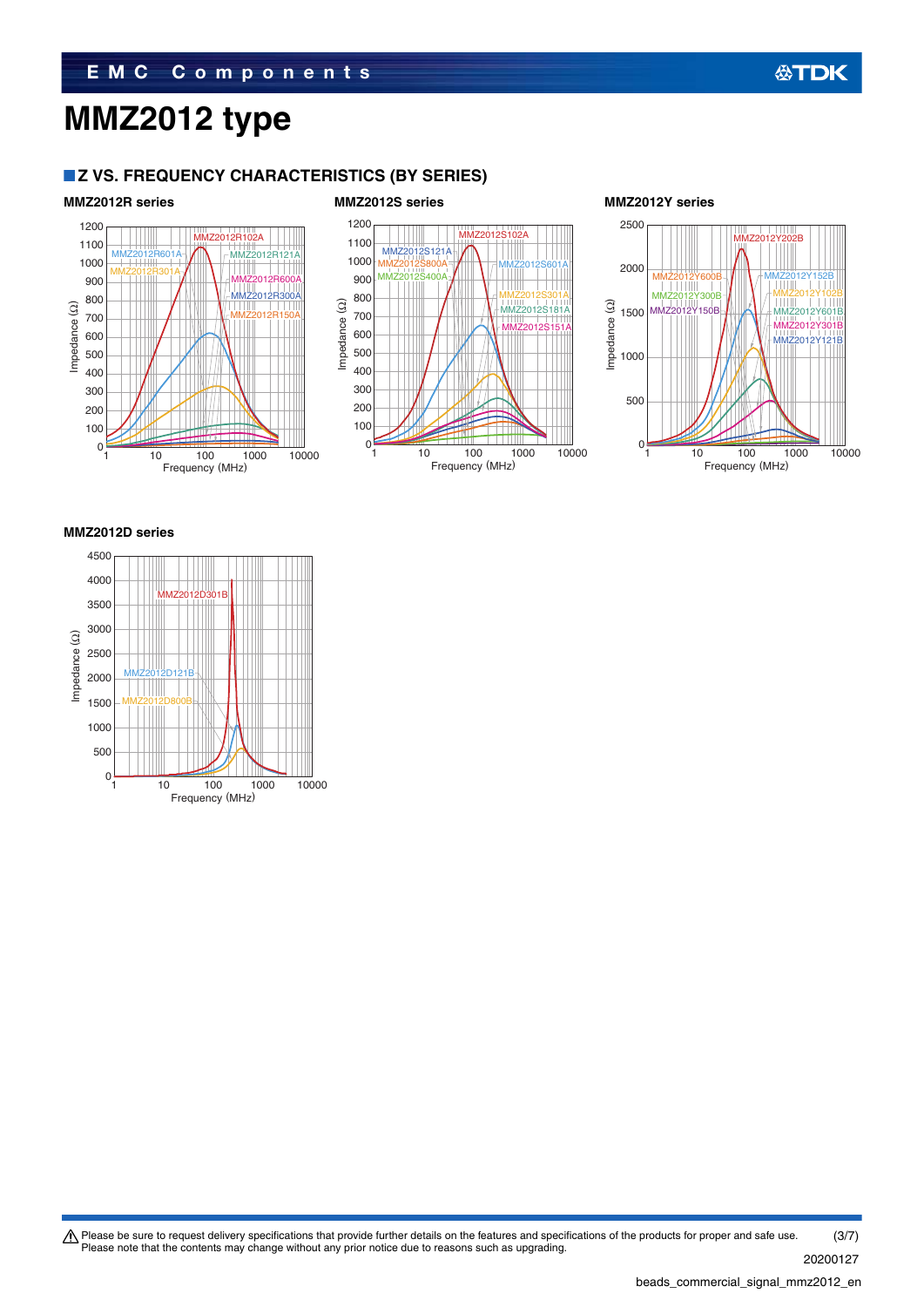# MMZ2012 type

## Z VS. FREQUENCY CHARACTERISTICS (BY SERIES)

### MMZ2012R series

MMZ2012R102A, MMZ2012R601A, MMZ2012R121A, MMZ2012R301A, MMZ2012R600A, MMZ2012R300A, MMZ2012R150A

Impedance (Ω) vs. Frequency (MHz)

### MMZ2012S series

MMZ2012S102A, MMZ2012S121A, MMZ2012S800A, MMZ2012S601A, MMZ2012S400A, MMZ2012S301A, MMZ2012S181A, MMZ2012S151A

Impedance (Ω) vs. Frequency (MHz)

### MMZ2012Y series

MMZ2012Y202B, MMZ2012Y600B, MMZ2012Y152B, MMZ2012Y300B, MMZ2012Y102B, MMZ2012Y150B, MMZ2012Y601B, MMZ2012Y301B, MMZ2012Y121B

Impedance (Ω) vs. Frequency (MHz)

### MMZ2012D series

MMZ2012D301B, MMZ2012D121B, MMZ2012D800B

Impedance (Ω) vs. Frequency (MHz)

⚠ Please be sure to request delivery specifications that provide further details on the features and specifications of the products for proper and safe use.
Please note that the contents may change without any prior notice due to reasons such as upgrading.

20200127

beads_commercial_signal_mmz2012_en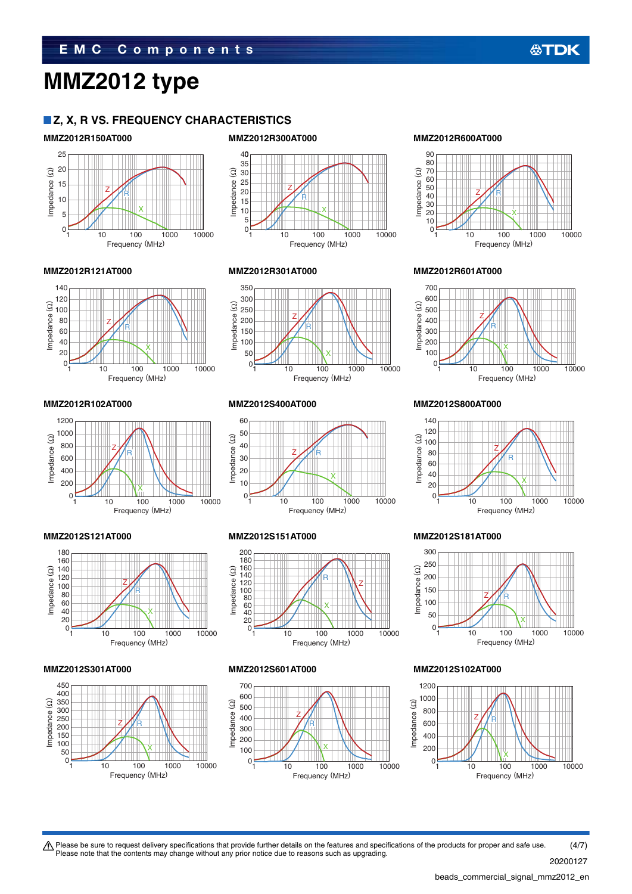# MMZ2012 type

## ■Z, X, R VS. FREQUENCY CHARACTERISTICS

### MMZ2012R150AT000

### MMZ2012R300AT000

### MMZ2012R600AT000

### MMZ2012R121AT000

### MMZ2012R301AT000

### MMZ2012R601AT000

### MMZ2012R102AT000

### MMZ2012S400AT000

### MMZ2012S800AT000

### MMZ2012S121AT000

### MMZ2012S151AT000

### MMZ2012S181AT000

### MMZ2012S301AT000

### MMZ2012S601AT000

### MMZ2012S102AT000

⚠ Please be sure to request delivery specifications that provide further details on the features and specifications of the products for proper and safe use.
Please note that the contents may change without any prior notice due to reasons such as upgrading.

20200127

beads_commercial_signal_mmz2012_en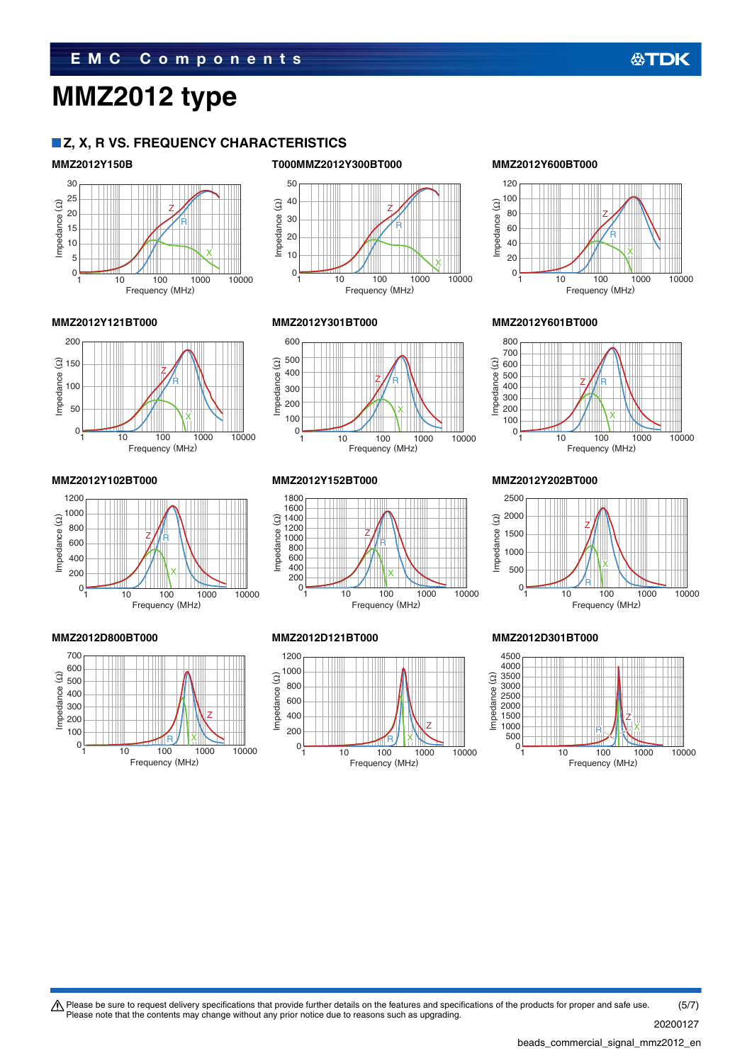# MMZ2012 type

## Z, X, R VS. FREQUENCY CHARACTERISTICS

**MMZ2012Y150B**

**T000MMZ2012Y300BT000**

**MMZ2012Y600BT000**

**MMZ2012Y121BT000**

**MMZ2012Y301BT000**

**MMZ2012Y601BT000**

**MMZ2012Y102BT000**

**MMZ2012Y152BT000**

**MMZ2012Y202BT000**

**MMZ2012D800BT000**

**MMZ2012D121BT000**

**MMZ2012D301BT000**

⚠ Please be sure to request delivery specifications that provide further details on the features and specifications of the products for proper and safe use.
Please note that the contents may change without any prior notice due to reasons such as upgrading.

20200127

beads_commercial_signal_mmz2012_en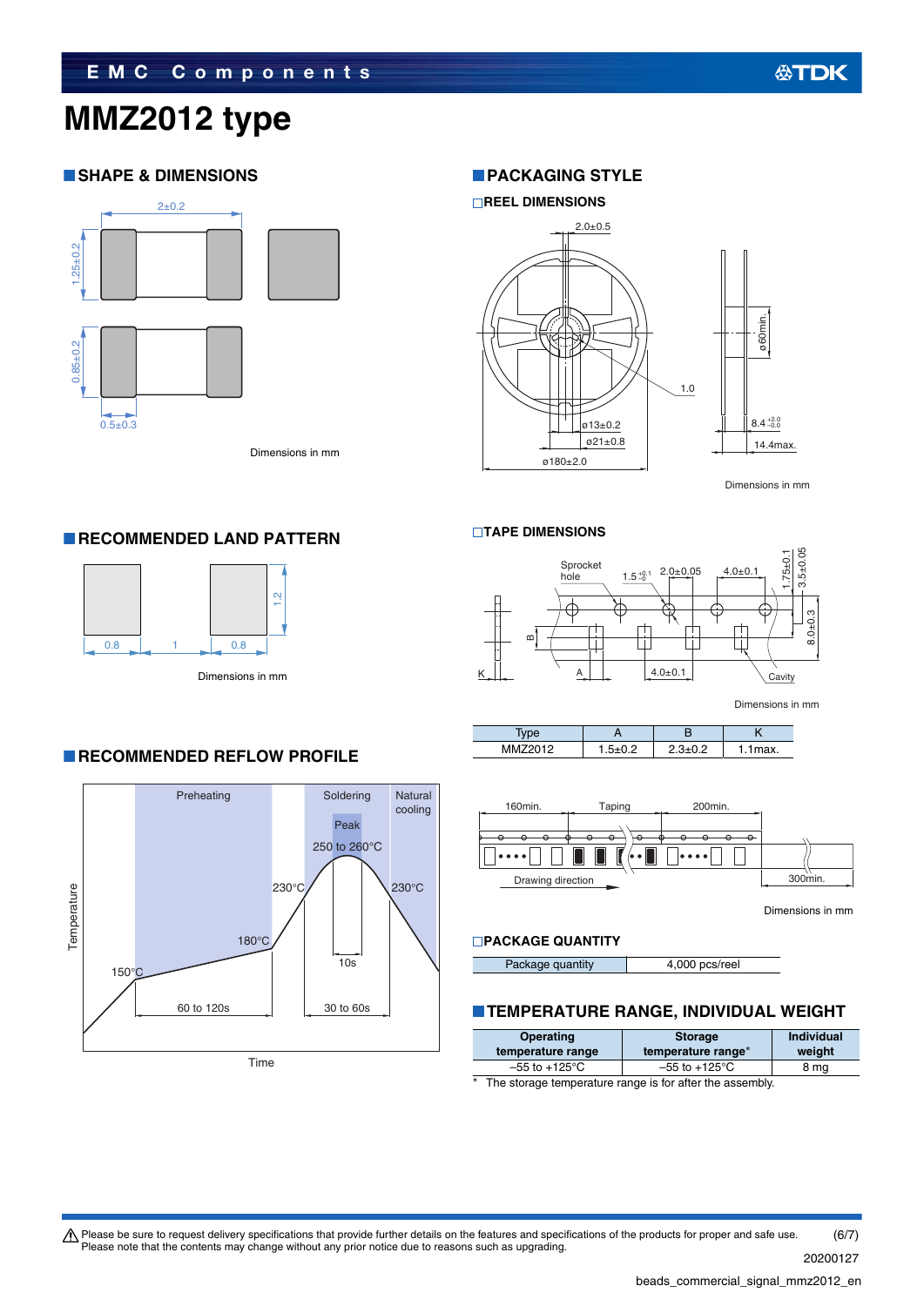# MMZ2012 type

## SHAPE & DIMENSIONS

2±0.2

1.25±0.2

0.85±0.2

0.5±0.3

Dimensions in mm

## PACKAGING STYLE

### REEL DIMENSIONS

2.0±0.5

1.0

ø13±0.2

ø21±0.8

ø180±2.0

ø60min.

8.4 $^{+2.0}_{-0.0}$

14.4max.

Dimensions in mm

## RECOMMENDED LAND PATTERN

0.8 | 1 | 0.8

1.2

Dimensions in mm

### TAPE DIMENSIONS

Sprocket hole

1.5 $^{+0.1}_{-0}$

2.0±0.05

4.0±0.1

1.75±0.1

3.5±0.05

8.0±0.3

B

K

A

4.0±0.1

Cavity

Dimensions in mm

| Type | A | B | K |
|---|---|---|---|
| MMZ2012 | 1.5±0.2 | 2.3±0.2 | 1.1max. |

160min. Taping 200min.

Drawing direction

300min.

Dimensions in mm

## RECOMMENDED REFLOW PROFILE

Preheating | Soldering | Natural cooling

Peak 250 to 260°C

230°C

230°C

180°C

150°C

10s

60 to 120s

30 to 60s

Temperature

Time

### PACKAGE QUANTITY

| Package quantity | 4,000 pcs/reel |
|---|---|

## TEMPERATURE RANGE, INDIVIDUAL WEIGHT

| Operating temperature range | Storage temperature range* | Individual weight |
|---|---|---|
| –55 to +125°C | –55 to +125°C | 8 mg |

\* The storage temperature range is for after the assembly.

⚠ Please be sure to request delivery specifications that provide further details on the features and specifications of the products for proper and safe use. Please note that the contents may change without any prior notice due to reasons such as upgrading.

20200127

beads_commercial_signal_mmz2012_en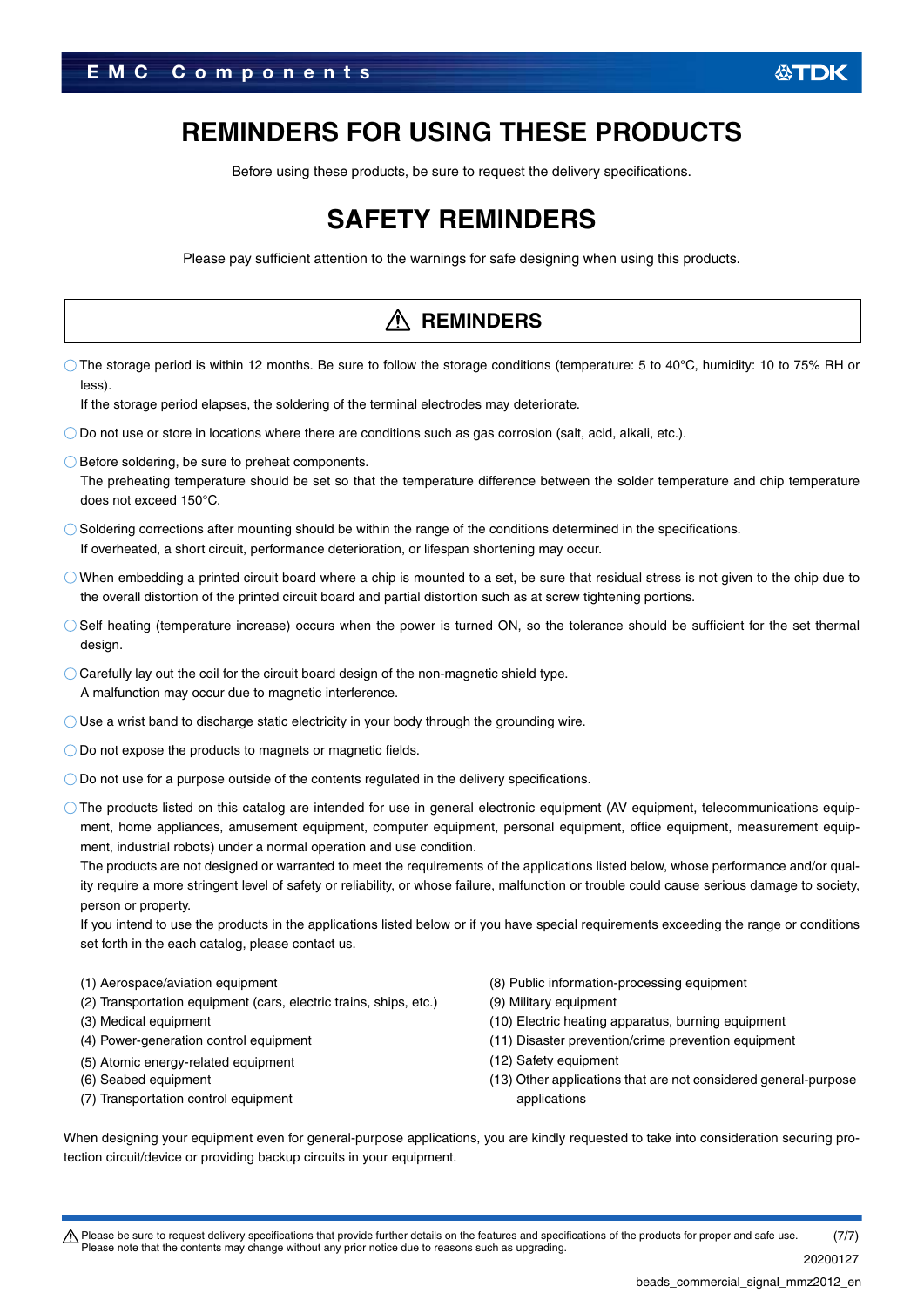# REMINDERS FOR USING THESE PRODUCTS

Before using these products, be sure to request the delivery specifications.

# SAFETY REMINDERS

Please pay sufficient attention to the warnings for safe designing when using this products.

## ⚠ REMINDERS

- ○ The storage period is within 12 months. Be sure to follow the storage conditions (temperature: 5 to 40°C, humidity: 10 to 75% RH or less).
  If the storage period elapses, the soldering of the terminal electrodes may deteriorate.
- ○ Do not use or store in locations where there are conditions such as gas corrosion (salt, acid, alkali, etc.).
- ○ Before soldering, be sure to preheat components.
  The preheating temperature should be set so that the temperature difference between the solder temperature and chip temperature does not exceed 150°C.
- ○ Soldering corrections after mounting should be within the range of the conditions determined in the specifications.
  If overheated, a short circuit, performance deterioration, or lifespan shortening may occur.
- ○ When embedding a printed circuit board where a chip is mounted to a set, be sure that residual stress is not given to the chip due to the overall distortion of the printed circuit board and partial distortion such as at screw tightening portions.
- ○ Self heating (temperature increase) occurs when the power is turned ON, so the tolerance should be sufficient for the set thermal design.
- ○ Carefully lay out the coil for the circuit board design of the non-magnetic shield type.
  A malfunction may occur due to magnetic interference.
- ○ Use a wrist band to discharge static electricity in your body through the grounding wire.
- ○ Do not expose the products to magnets or magnetic fields.
- ○ Do not use for a purpose outside of the contents regulated in the delivery specifications.
- ○ The products listed on this catalog are intended for use in general electronic equipment (AV equipment, telecommunications equipment, home appliances, amusement equipment, computer equipment, personal equipment, office equipment, measurement equipment, industrial robots) under a normal operation and use condition.
  The products are not designed or warranted to meet the requirements of the applications listed below, whose performance and/or quality require a more stringent level of safety or reliability, or whose failure, malfunction or trouble could cause serious damage to society, person or property.
  If you intend to use the products in the applications listed below or if you have special requirements exceeding the range or conditions set forth in the each catalog, please contact us.

(1) Aerospace/aviation equipment
(2) Transportation equipment (cars, electric trains, ships, etc.)
(3) Medical equipment
(4) Power-generation control equipment
(5) Atomic energy-related equipment
(6) Seabed equipment
(7) Transportation control equipment
(8) Public information-processing equipment
(9) Military equipment
(10) Electric heating apparatus, burning equipment
(11) Disaster prevention/crime prevention equipment
(12) Safety equipment
(13) Other applications that are not considered general-purpose applications

When designing your equipment even for general-purpose applications, you are kindly requested to take into consideration securing protection circuit/device or providing backup circuits in your equipment.

⚠ Please be sure to request delivery specifications that provide further details on the features and specifications of the products for proper and safe use.
Please note that the contents may change without any prior notice due to reasons such as upgrading.